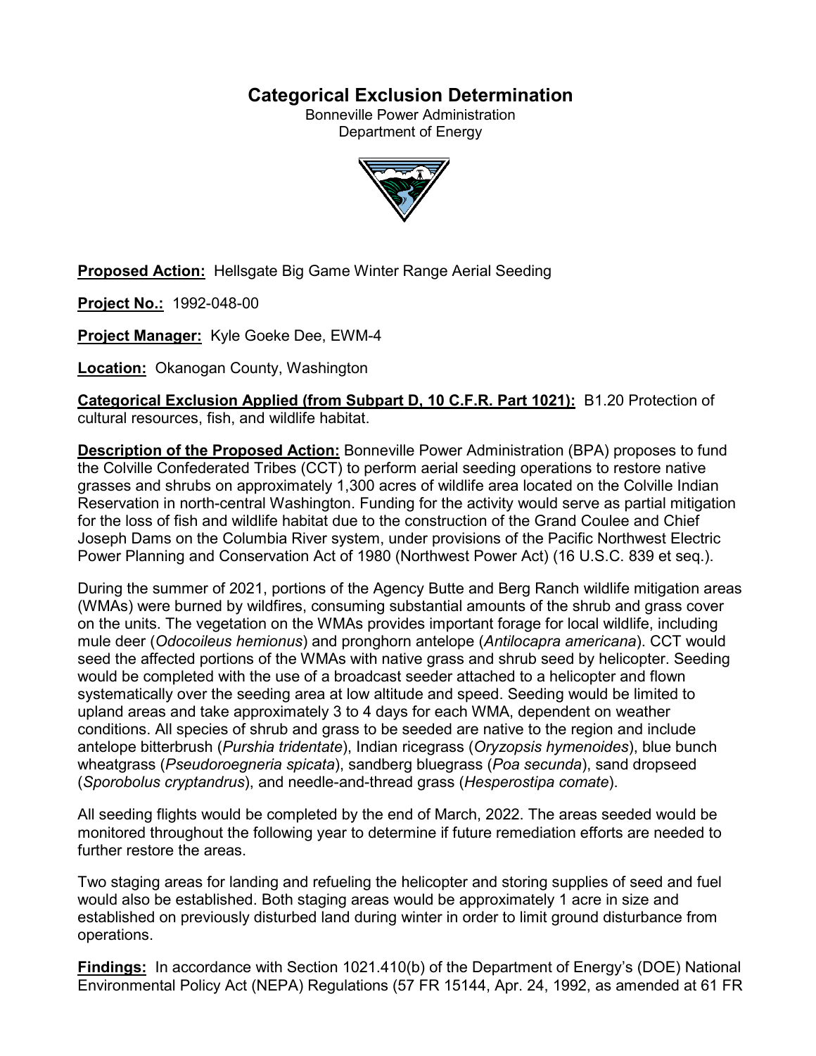# Categorical Exclusion Determination

Bonneville Power Administration
Department of Energy

**Proposed Action:** Hellsgate Big Game Winter Range Aerial Seeding

**Project No.:** 1992-048-00

**Project Manager:** Kyle Goeke Dee, EWM-4

**Location:** Okanogan County, Washington

**Categorical Exclusion Applied (from Subpart D, 10 C.F.R. Part 1021):** B1.20 Protection of cultural resources, fish, and wildlife habitat.

**Description of the Proposed Action:** Bonneville Power Administration (BPA) proposes to fund the Colville Confederated Tribes (CCT) to perform aerial seeding operations to restore native grasses and shrubs on approximately 1,300 acres of wildlife area located on the Colville Indian Reservation in north-central Washington. Funding for the activity would serve as partial mitigation for the loss of fish and wildlife habitat due to the construction of the Grand Coulee and Chief Joseph Dams on the Columbia River system, under provisions of the Pacific Northwest Electric Power Planning and Conservation Act of 1980 (Northwest Power Act) (16 U.S.C. 839 et seq.).

During the summer of 2021, portions of the Agency Butte and Berg Ranch wildlife mitigation areas (WMAs) were burned by wildfires, consuming substantial amounts of the shrub and grass cover on the units. The vegetation on the WMAs provides important forage for local wildlife, including mule deer (*Odocoileus hemionus*) and pronghorn antelope (*Antilocapra americana*). CCT would seed the affected portions of the WMAs with native grass and shrub seed by helicopter. Seeding would be completed with the use of a broadcast seeder attached to a helicopter and flown systematically over the seeding area at low altitude and speed. Seeding would be limited to upland areas and take approximately 3 to 4 days for each WMA, dependent on weather conditions. All species of shrub and grass to be seeded are native to the region and include antelope bitterbrush (*Purshia tridentate*), Indian ricegrass (*Oryzopsis hymenoides*), blue bunch wheatgrass (*Pseudoroegneria spicata*), sandberg bluegrass (*Poa secunda*), sand dropseed (*Sporobolus cryptandrus*), and needle-and-thread grass (*Hesperostipa comate*).

All seeding flights would be completed by the end of March, 2022. The areas seeded would be monitored throughout the following year to determine if future remediation efforts are needed to further restore the areas.

Two staging areas for landing and refueling the helicopter and storing supplies of seed and fuel would also be established. Both staging areas would be approximately 1 acre in size and established on previously disturbed land during winter in order to limit ground disturbance from operations.

**Findings:** In accordance with Section 1021.410(b) of the Department of Energy's (DOE) National Environmental Policy Act (NEPA) Regulations (57 FR 15144, Apr. 24, 1992, as amended at 61 FR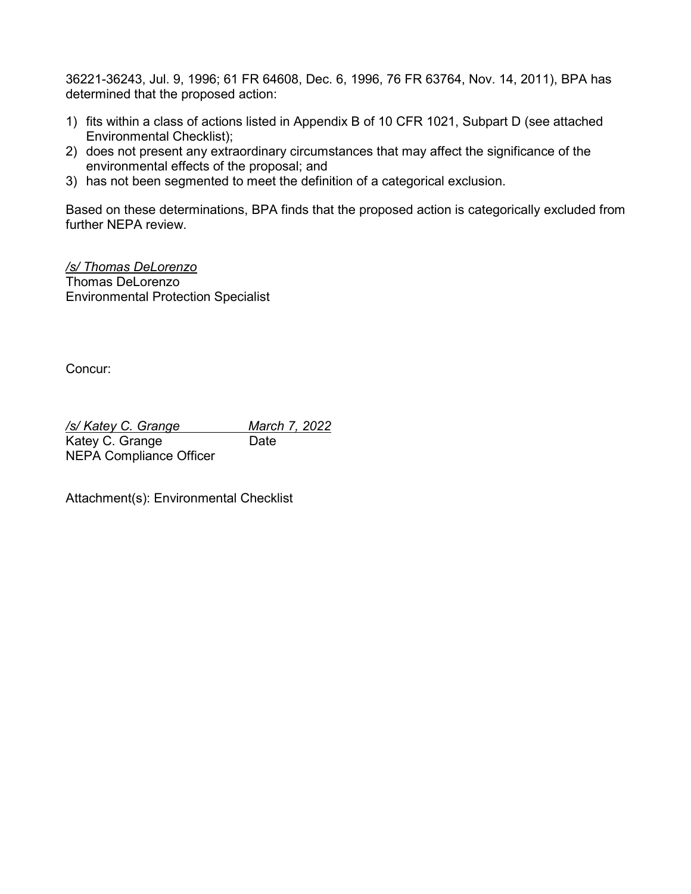36221-36243, Jul. 9, 1996; 61 FR 64608, Dec. 6, 1996, 76 FR 63764, Nov. 14, 2011), BPA has determined that the proposed action:

1) fits within a class of actions listed in Appendix B of 10 CFR 1021, Subpart D (see attached Environmental Checklist);
2) does not present any extraordinary circumstances that may affect the significance of the environmental effects of the proposal; and
3) has not been segmented to meet the definition of a categorical exclusion.

Based on these determinations, BPA finds that the proposed action is categorically excluded from further NEPA review.

*/s/ Thomas DeLorenzo*
Thomas DeLorenzo
Environmental Protection Specialist

Concur:

*/s/ Katey C. Grange* *March 7, 2022*
Katey C. Grange Date
NEPA Compliance Officer

Attachment(s): Environmental Checklist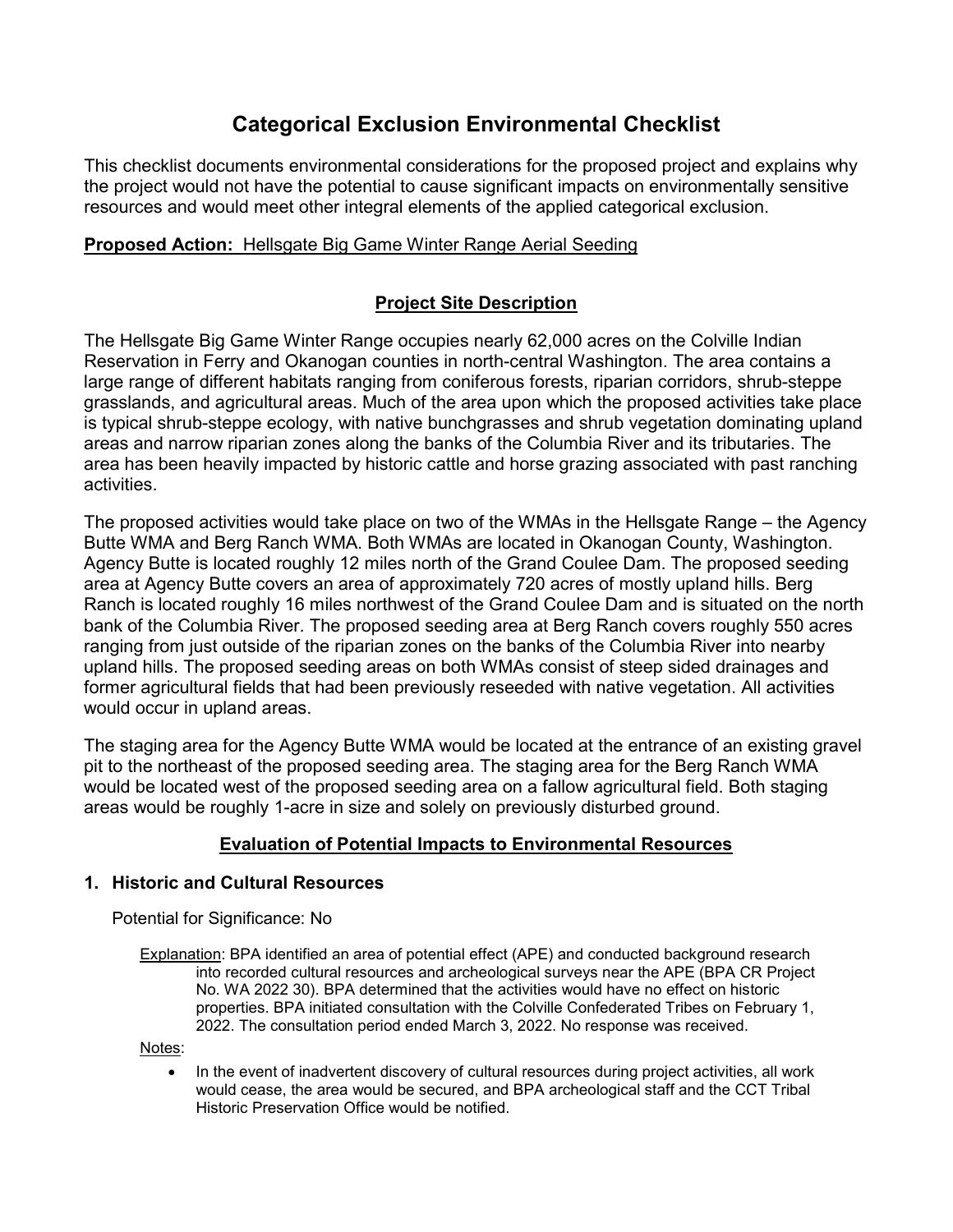# Categorical Exclusion Environmental Checklist

This checklist documents environmental considerations for the proposed project and explains why the project would not have the potential to cause significant impacts on environmentally sensitive resources and would meet other integral elements of the applied categorical exclusion.

**Proposed Action:** Hellsgate Big Game Winter Range Aerial Seeding

## Project Site Description

The Hellsgate Big Game Winter Range occupies nearly 62,000 acres on the Colville Indian Reservation in Ferry and Okanogan counties in north-central Washington. The area contains a large range of different habitats ranging from coniferous forests, riparian corridors, shrub-steppe grasslands, and agricultural areas. Much of the area upon which the proposed activities take place is typical shrub-steppe ecology, with native bunchgrasses and shrub vegetation dominating upland areas and narrow riparian zones along the banks of the Columbia River and its tributaries. The area has been heavily impacted by historic cattle and horse grazing associated with past ranching activities.

The proposed activities would take place on two of the WMAs in the Hellsgate Range – the Agency Butte WMA and Berg Ranch WMA. Both WMAs are located in Okanogan County, Washington. Agency Butte is located roughly 12 miles north of the Grand Coulee Dam. The proposed seeding area at Agency Butte covers an area of approximately 720 acres of mostly upland hills. Berg Ranch is located roughly 16 miles northwest of the Grand Coulee Dam and is situated on the north bank of the Columbia River. The proposed seeding area at Berg Ranch covers roughly 550 acres ranging from just outside of the riparian zones on the banks of the Columbia River into nearby upland hills. The proposed seeding areas on both WMAs consist of steep sided drainages and former agricultural fields that had been previously reseeded with native vegetation. All activities would occur in upland areas.

The staging area for the Agency Butte WMA would be located at the entrance of an existing gravel pit to the northeast of the proposed seeding area. The staging area for the Berg Ranch WMA would be located west of the proposed seeding area on a fallow agricultural field. Both staging areas would be roughly 1-acre in size and solely on previously disturbed ground.

## Evaluation of Potential Impacts to Environmental Resources

### 1. Historic and Cultural Resources

Potential for Significance: No

Explanation: BPA identified an area of potential effect (APE) and conducted background research into recorded cultural resources and archeological surveys near the APE (BPA CR Project No. WA 2022 30). BPA determined that the activities would have no effect on historic properties. BPA initiated consultation with the Colville Confederated Tribes on February 1, 2022. The consultation period ended March 3, 2022. No response was received.

Notes:

- In the event of inadvertent discovery of cultural resources during project activities, all work would cease, the area would be secured, and BPA archeological staff and the CCT Tribal Historic Preservation Office would be notified.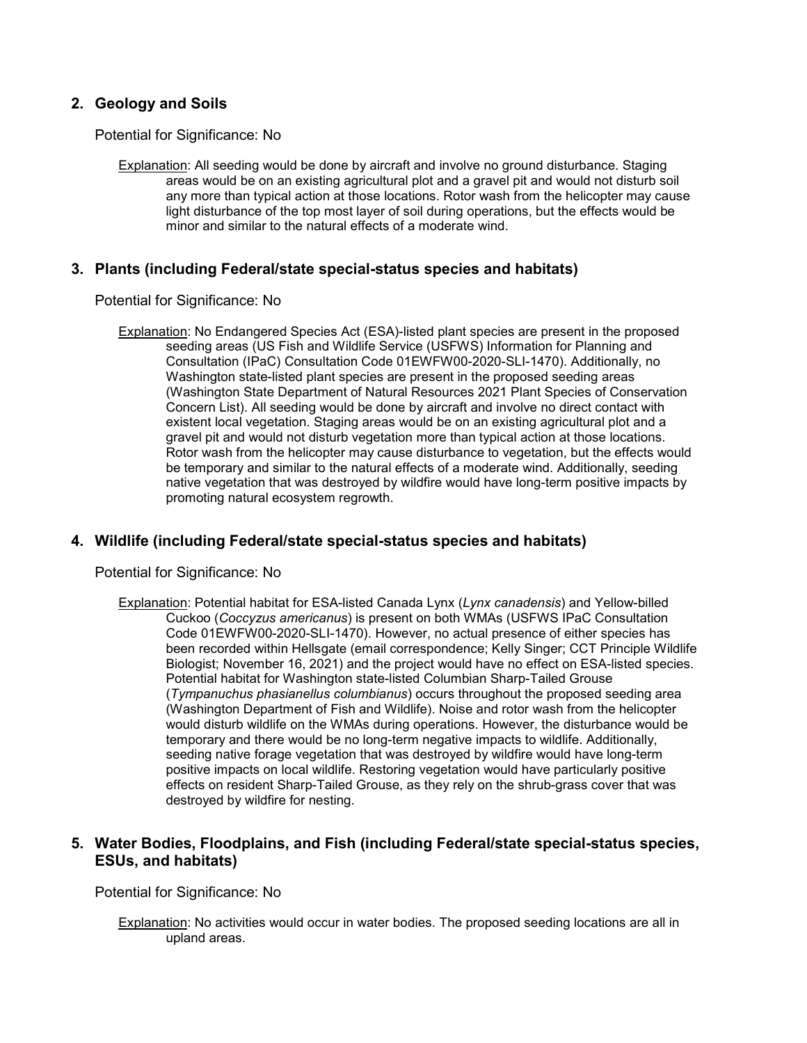## 2. Geology and Soils

Potential for Significance: No

Explanation: All seeding would be done by aircraft and involve no ground disturbance. Staging areas would be on an existing agricultural plot and a gravel pit and would not disturb soil any more than typical action at those locations. Rotor wash from the helicopter may cause light disturbance of the top most layer of soil during operations, but the effects would be minor and similar to the natural effects of a moderate wind.

## 3. Plants (including Federal/state special-status species and habitats)

Potential for Significance: No

Explanation: No Endangered Species Act (ESA)-listed plant species are present in the proposed seeding areas (US Fish and Wildlife Service (USFWS) Information for Planning and Consultation (IPaC) Consultation Code 01EWFW00-2020-SLI-1470). Additionally, no Washington state-listed plant species are present in the proposed seeding areas (Washington State Department of Natural Resources 2021 Plant Species of Conservation Concern List). All seeding would be done by aircraft and involve no direct contact with existent local vegetation. Staging areas would be on an existing agricultural plot and a gravel pit and would not disturb vegetation more than typical action at those locations. Rotor wash from the helicopter may cause disturbance to vegetation, but the effects would be temporary and similar to the natural effects of a moderate wind. Additionally, seeding native vegetation that was destroyed by wildfire would have long-term positive impacts by promoting natural ecosystem regrowth.

## 4. Wildlife (including Federal/state special-status species and habitats)

Potential for Significance: No

Explanation: Potential habitat for ESA-listed Canada Lynx (*Lynx canadensis*) and Yellow-billed Cuckoo (*Coccyzus americanus*) is present on both WMAs (USFWS IPaC Consultation Code 01EWFW00-2020-SLI-1470). However, no actual presence of either species has been recorded within Hellsgate (email correspondence; Kelly Singer; CCT Principle Wildlife Biologist; November 16, 2021) and the project would have no effect on ESA-listed species. Potential habitat for Washington state-listed Columbian Sharp-Tailed Grouse (*Tympanuchus phasianellus columbianus*) occurs throughout the proposed seeding area (Washington Department of Fish and Wildlife). Noise and rotor wash from the helicopter would disturb wildlife on the WMAs during operations. However, the disturbance would be temporary and there would be no long-term negative impacts to wildlife. Additionally, seeding native forage vegetation that was destroyed by wildfire would have long-term positive impacts on local wildlife. Restoring vegetation would have particularly positive effects on resident Sharp-Tailed Grouse, as they rely on the shrub-grass cover that was destroyed by wildfire for nesting.

## 5. Water Bodies, Floodplains, and Fish (including Federal/state special-status species, ESUs, and habitats)

Potential for Significance: No

Explanation: No activities would occur in water bodies. The proposed seeding locations are all in upland areas.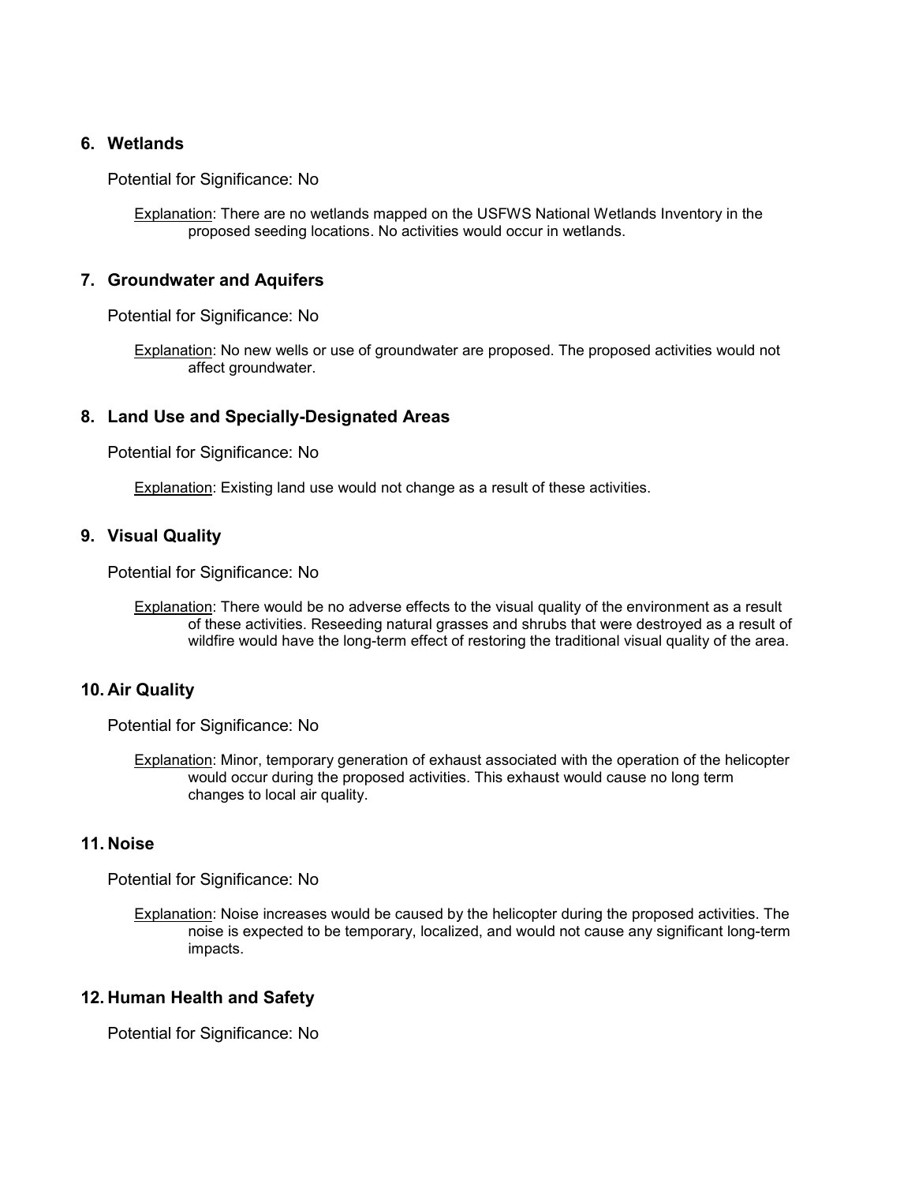## 6. Wetlands

Potential for Significance: No

Explanation: There are no wetlands mapped on the USFWS National Wetlands Inventory in the proposed seeding locations. No activities would occur in wetlands.

## 7. Groundwater and Aquifers

Potential for Significance: No

Explanation: No new wells or use of groundwater are proposed. The proposed activities would not affect groundwater.

## 8. Land Use and Specially-Designated Areas

Potential for Significance: No

Explanation: Existing land use would not change as a result of these activities.

## 9. Visual Quality

Potential for Significance: No

Explanation: There would be no adverse effects to the visual quality of the environment as a result of these activities. Reseeding natural grasses and shrubs that were destroyed as a result of wildfire would have the long-term effect of restoring the traditional visual quality of the area.

## 10. Air Quality

Potential for Significance: No

Explanation: Minor, temporary generation of exhaust associated with the operation of the helicopter would occur during the proposed activities. This exhaust would cause no long term changes to local air quality.

## 11. Noise

Potential for Significance: No

Explanation: Noise increases would be caused by the helicopter during the proposed activities. The noise is expected to be temporary, localized, and would not cause any significant long-term impacts.

## 12. Human Health and Safety

Potential for Significance: No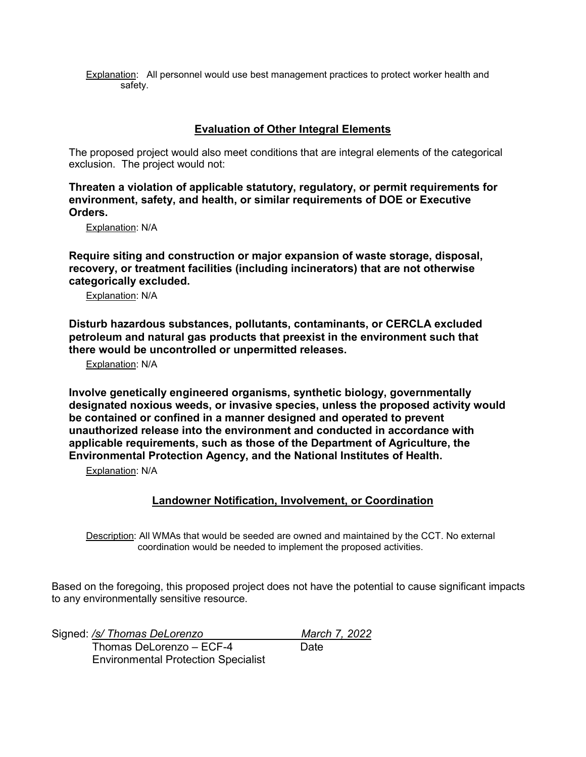Explanation: All personnel would use best management practices to protect worker health and safety.

## Evaluation of Other Integral Elements

The proposed project would also meet conditions that are integral elements of the categorical exclusion. The project would not:

**Threaten a violation of applicable statutory, regulatory, or permit requirements for environment, safety, and health, or similar requirements of DOE or Executive Orders.**

Explanation: N/A

**Require siting and construction or major expansion of waste storage, disposal, recovery, or treatment facilities (including incinerators) that are not otherwise categorically excluded.**

Explanation: N/A

**Disturb hazardous substances, pollutants, contaminants, or CERCLA excluded petroleum and natural gas products that preexist in the environment such that there would be uncontrolled or unpermitted releases.**

Explanation: N/A

**Involve genetically engineered organisms, synthetic biology, governmentally designated noxious weeds, or invasive species, unless the proposed activity would be contained or confined in a manner designed and operated to prevent unauthorized release into the environment and conducted in accordance with applicable requirements, such as those of the Department of Agriculture, the Environmental Protection Agency, and the National Institutes of Health.**

Explanation: N/A

## Landowner Notification, Involvement, or Coordination

Description: All WMAs that would be seeded are owned and maintained by the CCT. No external coordination would be needed to implement the proposed activities.

Based on the foregoing, this proposed project does not have the potential to cause significant impacts to any environmentally sensitive resource.

Signed: */s/ Thomas DeLorenzo* *March 7, 2022*

Thomas DeLorenzo – ECF-4 Date

Environmental Protection Specialist